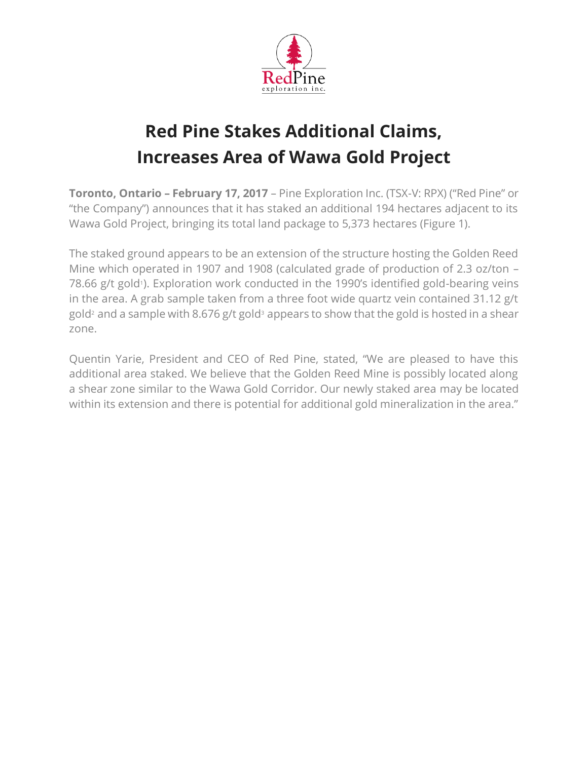# Red Pine Stakes Additional Claims, Increases Area of Wawa Gold Project

**Toronto, Ontario – February 17, 2017** – Pine Exploration Inc. (TSX-V: RPX) ("Red Pine" or "the Company") announces that it has staked an additional 194 hectares adjacent to its Wawa Gold Project, bringing its total land package to 5,373 hectares (Figure 1).

The staked ground appears to be an extension of the structure hosting the Golden Reed Mine which operated in 1907 and 1908 (calculated grade of production of 2.3 oz/ton – 78.66 g/t gold[1]). Exploration work conducted in the 1990's identified gold-bearing veins in the area. A grab sample taken from a three foot wide quartz vein contained 31.12 g/t gold[2] and a sample with 8.676 g/t gold[3] appears to show that the gold is hosted in a shear zone.

Quentin Yarie, President and CEO of Red Pine, stated, "We are pleased to have this additional area staked. We believe that the Golden Reed Mine is possibly located along a shear zone similar to the Wawa Gold Corridor. Our newly staked area may be located within its extension and there is potential for additional gold mineralization in the area."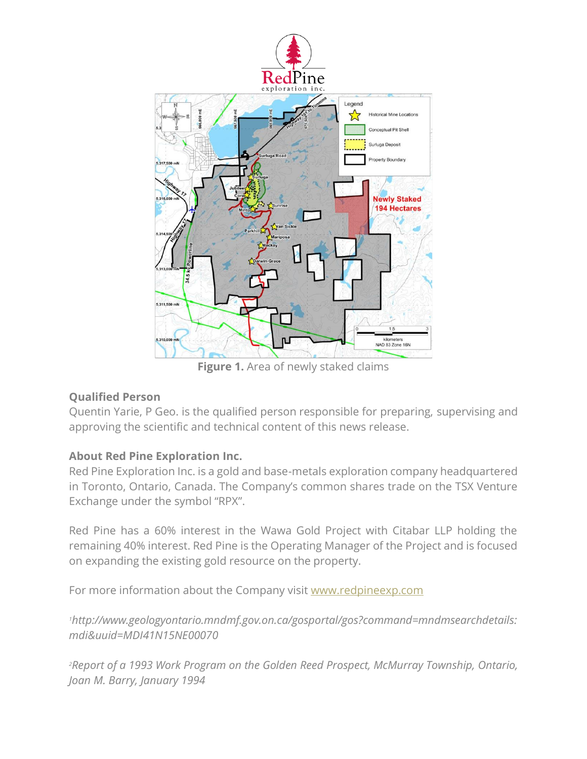**Figure 1.** Area of newly staked claims

### Qualified Person

Quentin Yarie, P Geo. is the qualified person responsible for preparing, supervising and approving the scientific and technical content of this news release.

### About Red Pine Exploration Inc.

Red Pine Exploration Inc. is a gold and base-metals exploration company headquartered in Toronto, Ontario, Canada. The Company's common shares trade on the TSX Venture Exchange under the symbol "RPX".

Red Pine has a 60% interest in the Wawa Gold Project with Citabar LLP holding the remaining 40% interest. Red Pine is the Operating Manager of the Project and is focused on expanding the existing gold resource on the property.

For more information about the Company visit [www.redpineexp.com](http://www.redpineexp.com)

[1] *http://www.geologyontario.mndmf.gov.on.ca/gosportal/gos?command=mndmsearchdetails:mdi&uuid=MDI41N15NE00070*

[2] *Report of a 1993 Work Program on the Golden Reed Prospect, McMurray Township, Ontario, Joan M. Barry, January 1994*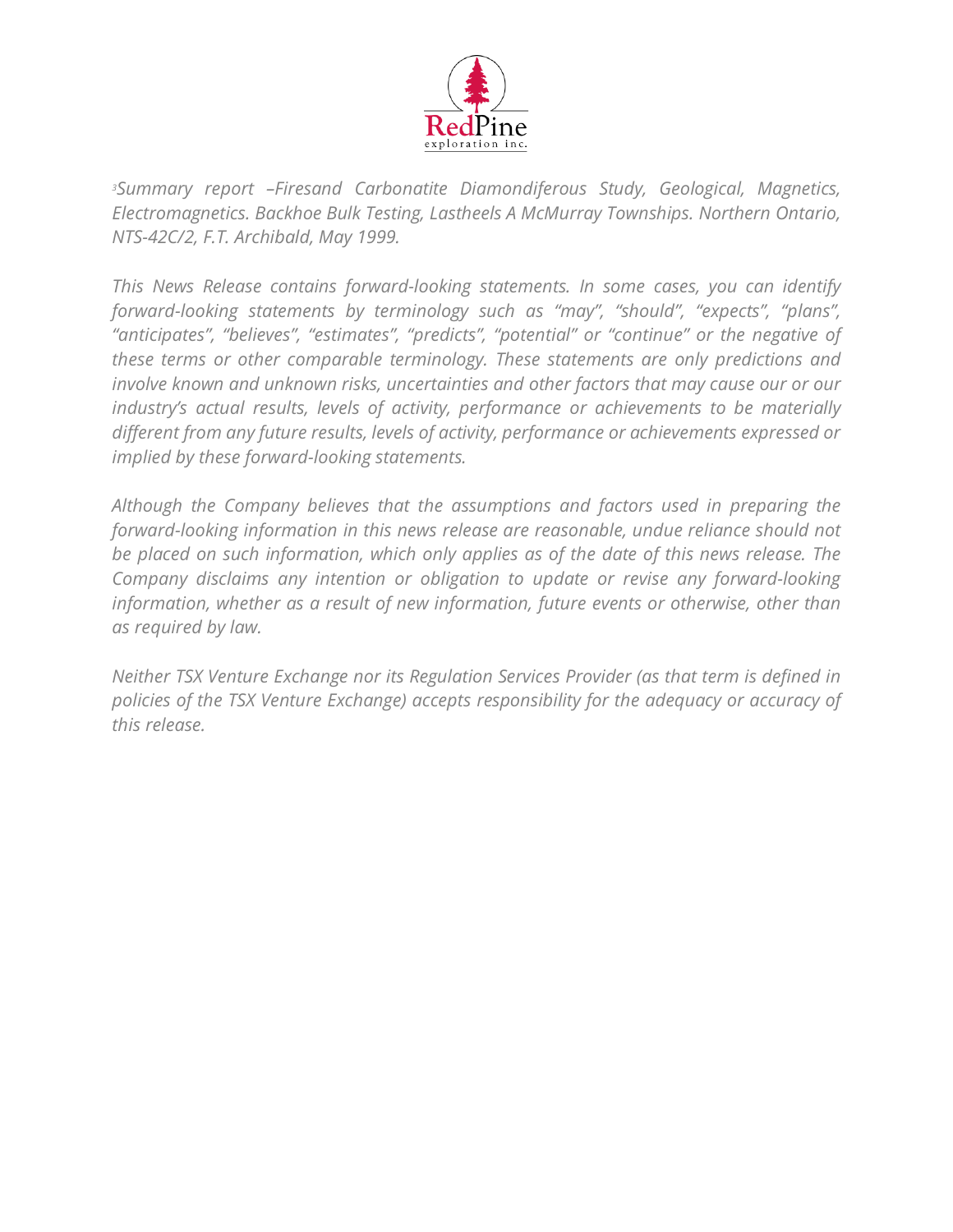[3]*Summary report –Firesand Carbonatite Diamondiferous Study, Geological, Magnetics, Electromagnetics. Backhoe Bulk Testing, Lastheels A McMurray Townships. Northern Ontario, NTS-42C/2, F.T. Archibald, May 1999.*

*This News Release contains forward-looking statements. In some cases, you can identify forward-looking statements by terminology such as "may", "should", "expects", "plans", "anticipates", "believes", "estimates", "predicts", "potential" or "continue" or the negative of these terms or other comparable terminology. These statements are only predictions and involve known and unknown risks, uncertainties and other factors that may cause our or our industry's actual results, levels of activity, performance or achievements to be materially different from any future results, levels of activity, performance or achievements expressed or implied by these forward-looking statements.*

*Although the Company believes that the assumptions and factors used in preparing the forward-looking information in this news release are reasonable, undue reliance should not be placed on such information, which only applies as of the date of this news release. The Company disclaims any intention or obligation to update or revise any forward-looking information, whether as a result of new information, future events or otherwise, other than as required by law.*

*Neither TSX Venture Exchange nor its Regulation Services Provider (as that term is defined in policies of the TSX Venture Exchange) accepts responsibility for the adequacy or accuracy of this release.*